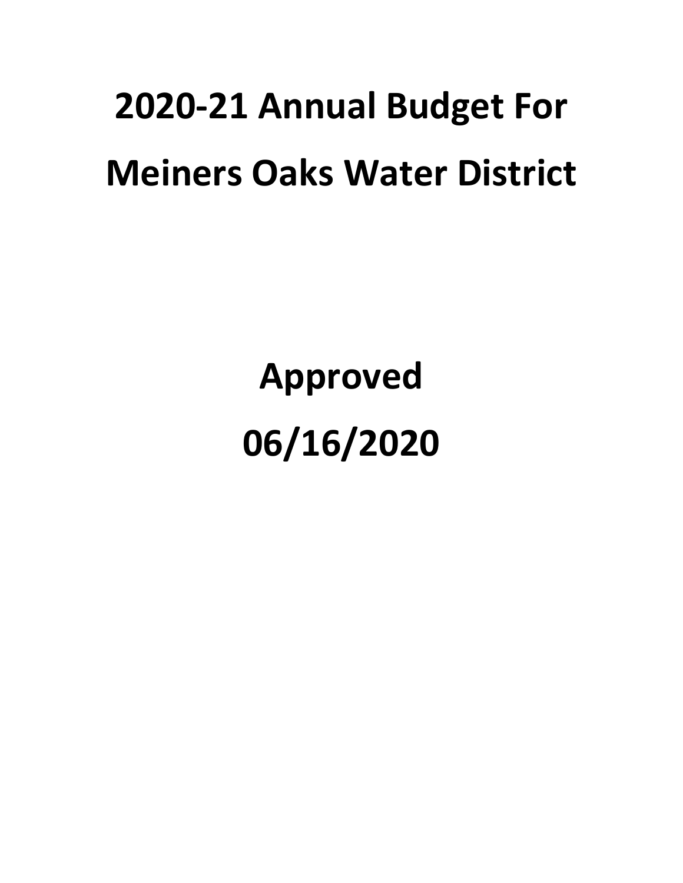# 2020-21 Annual Budget For Meiners Oaks Water District

**Approved**

**06/16/2020**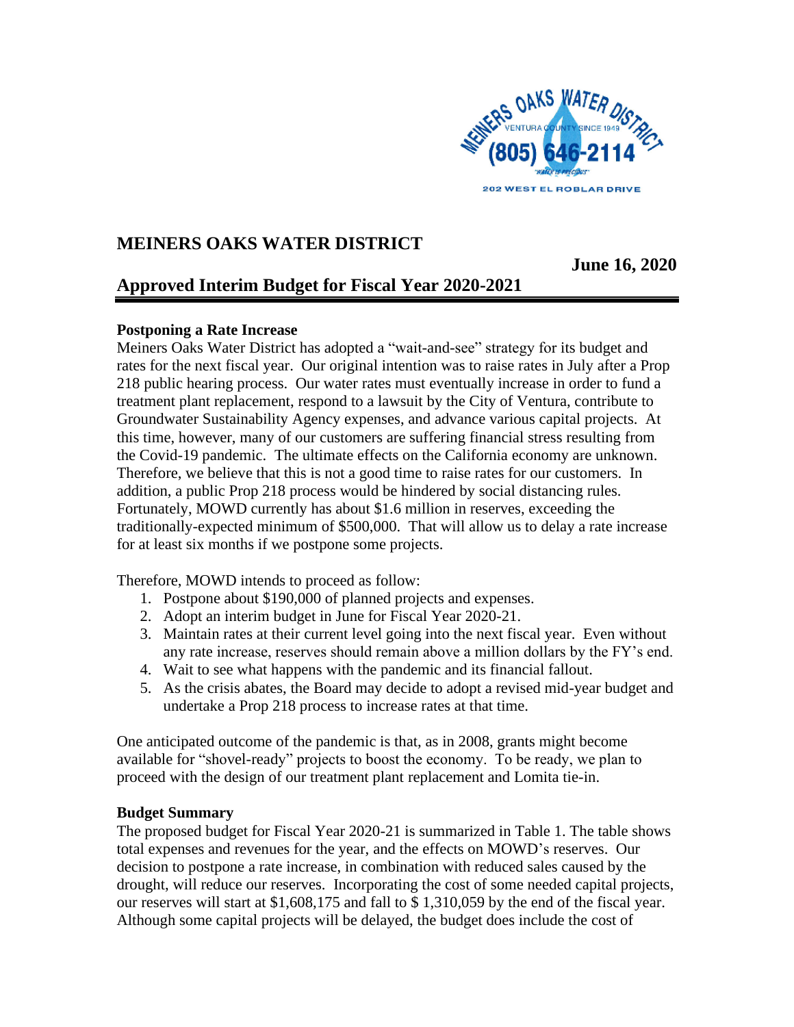# MEINERS OAKS WATER DISTRICT

**June 16, 2020**

## Approved Interim Budget for Fiscal Year 2020-2021

### Postponing a Rate Increase

Meiners Oaks Water District has adopted a "wait-and-see" strategy for its budget and rates for the next fiscal year. Our original intention was to raise rates in July after a Prop 218 public hearing process. Our water rates must eventually increase in order to fund a treatment plant replacement, respond to a lawsuit by the City of Ventura, contribute to Groundwater Sustainability Agency expenses, and advance various capital projects. At this time, however, many of our customers are suffering financial stress resulting from the Covid-19 pandemic. The ultimate effects on the California economy are unknown. Therefore, we believe that this is not a good time to raise rates for our customers. In addition, a public Prop 218 process would be hindered by social distancing rules. Fortunately, MOWD currently has about $1.6 million in reserves, exceeding the traditionally-expected minimum of $500,000. That will allow us to delay a rate increase for at least six months if we postpone some projects.

Therefore, MOWD intends to proceed as follow:

1. Postpone about $190,000 of planned projects and expenses.
2. Adopt an interim budget in June for Fiscal Year 2020-21.
3. Maintain rates at their current level going into the next fiscal year. Even without any rate increase, reserves should remain above a million dollars by the FY's end.
4. Wait to see what happens with the pandemic and its financial fallout.
5. As the crisis abates, the Board may decide to adopt a revised mid-year budget and undertake a Prop 218 process to increase rates at that time.

One anticipated outcome of the pandemic is that, as in 2008, grants might become available for "shovel-ready" projects to boost the economy. To be ready, we plan to proceed with the design of our treatment plant replacement and Lomita tie-in.

### Budget Summary

The proposed budget for Fiscal Year 2020-21 is summarized in Table 1. The table shows total expenses and revenues for the year, and the effects on MOWD's reserves. Our decision to postpone a rate increase, in combination with reduced sales caused by the drought, will reduce our reserves. Incorporating the cost of some needed capital projects, our reserves will start at $1,608,175 and fall to $ 1,310,059 by the end of the fiscal year. Although some capital projects will be delayed, the budget does include the cost of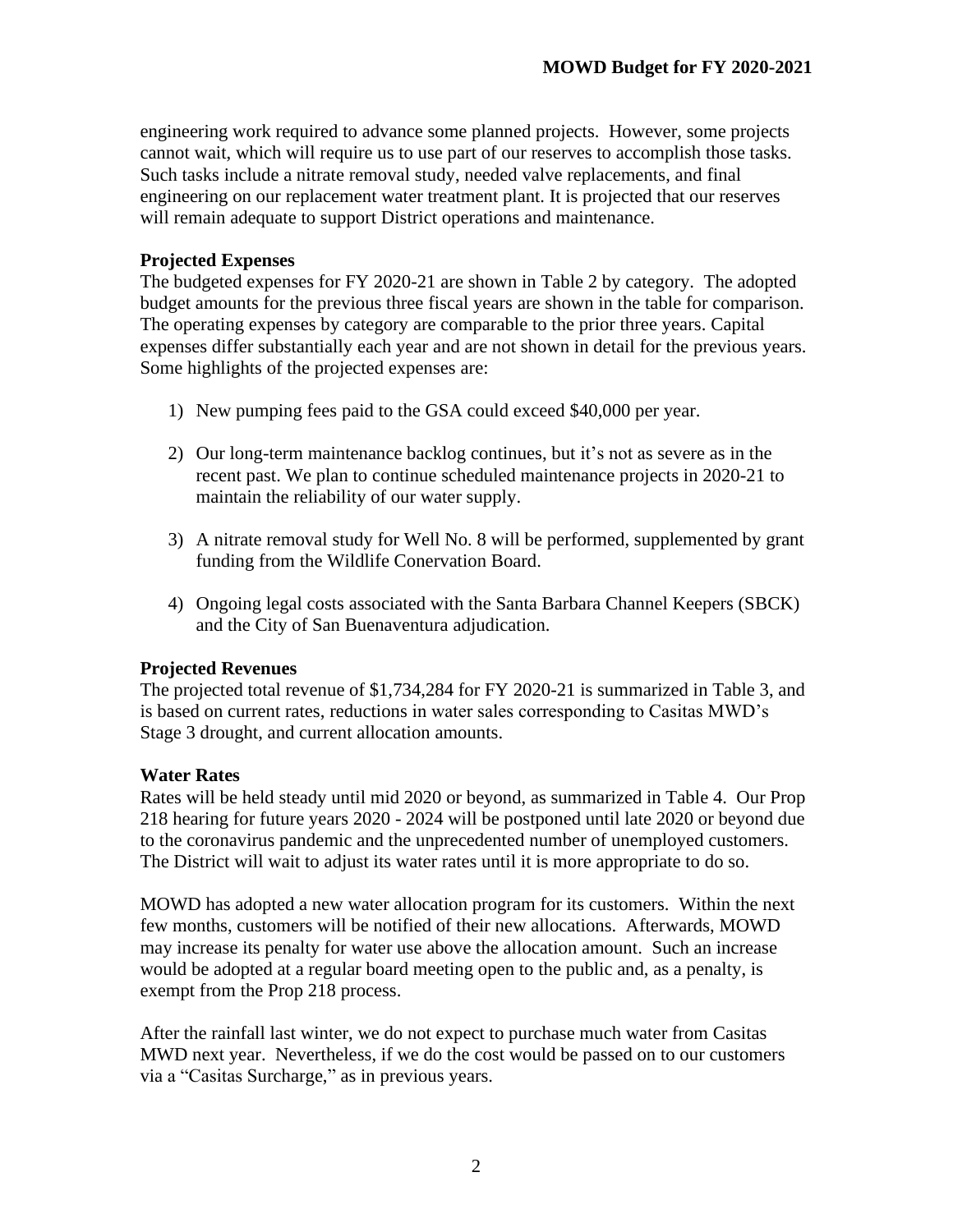engineering work required to advance some planned projects. However, some projects cannot wait, which will require us to use part of our reserves to accomplish those tasks. Such tasks include a nitrate removal study, needed valve replacements, and final engineering on our replacement water treatment plant. It is projected that our reserves will remain adequate to support District operations and maintenance.

**Projected Expenses**

The budgeted expenses for FY 2020-21 are shown in Table 2 by category. The adopted budget amounts for the previous three fiscal years are shown in the table for comparison. The operating expenses by category are comparable to the prior three years. Capital expenses differ substantially each year and are not shown in detail for the previous years. Some highlights of the projected expenses are:

1) New pumping fees paid to the GSA could exceed $40,000 per year.

2) Our long-term maintenance backlog continues, but it's not as severe as in the recent past. We plan to continue scheduled maintenance projects in 2020-21 to maintain the reliability of our water supply.

3) A nitrate removal study for Well No. 8 will be performed, supplemented by grant funding from the Wildlife Conervation Board.

4) Ongoing legal costs associated with the Santa Barbara Channel Keepers (SBCK) and the City of San Buenaventura adjudication.

**Projected Revenues**

The projected total revenue of $1,734,284 for FY 2020-21 is summarized in Table 3, and is based on current rates, reductions in water sales corresponding to Casitas MWD's Stage 3 drought, and current allocation amounts.

**Water Rates**

Rates will be held steady until mid 2020 or beyond, as summarized in Table 4. Our Prop 218 hearing for future years 2020 - 2024 will be postponed until late 2020 or beyond due to the coronavirus pandemic and the unprecedented number of unemployed customers. The District will wait to adjust its water rates until it is more appropriate to do so.

MOWD has adopted a new water allocation program for its customers. Within the next few months, customers will be notified of their new allocations. Afterwards, MOWD may increase its penalty for water use above the allocation amount. Such an increase would be adopted at a regular board meeting open to the public and, as a penalty, is exempt from the Prop 218 process.

After the rainfall last winter, we do not expect to purchase much water from Casitas MWD next year. Nevertheless, if we do the cost would be passed on to our customers via a "Casitas Surcharge," as in previous years.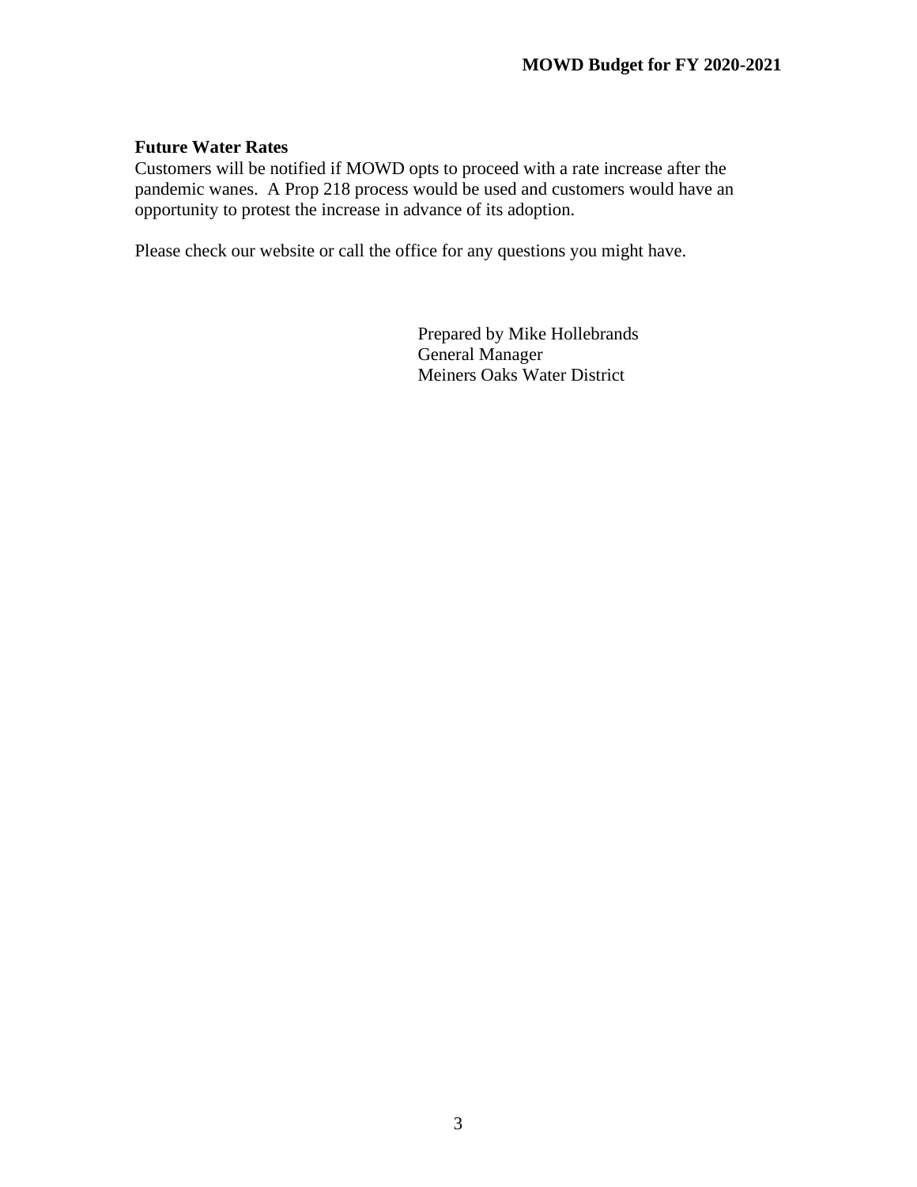### Future Water Rates

Customers will be notified if MOWD opts to proceed with a rate increase after the pandemic wanes. A Prop 218 process would be used and customers would have an opportunity to protest the increase in advance of its adoption.

Please check our website or call the office for any questions you might have.

Prepared by Mike Hollebrands
General Manager
Meiners Oaks Water District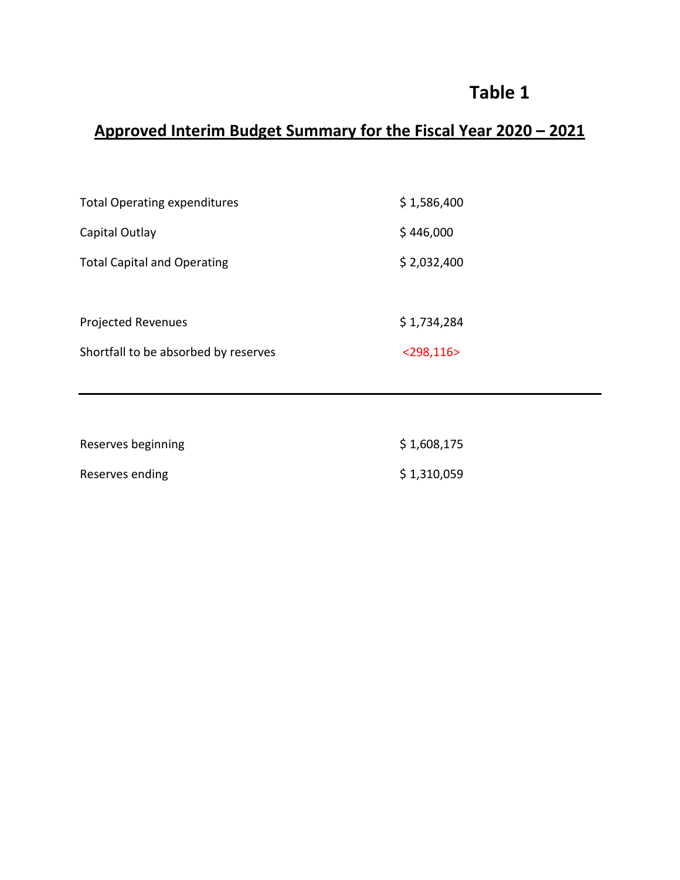# Table 1

## Approved Interim Budget Summary for the Fiscal Year 2020 – 2021

| | |
|---|---|
| Total Operating expenditures | $ 1,586,400 |
| Capital Outlay | $ 446,000 |
| Total Capital and Operating | $ 2,032,400 |
| | |
| Projected Revenues | $ 1,734,284 |
| Shortfall to be absorbed by reserves | <298,116> |

---

| | |
|---|---|
| Reserves beginning | $ 1,608,175 |
| Reserves ending | $ 1,310,059 |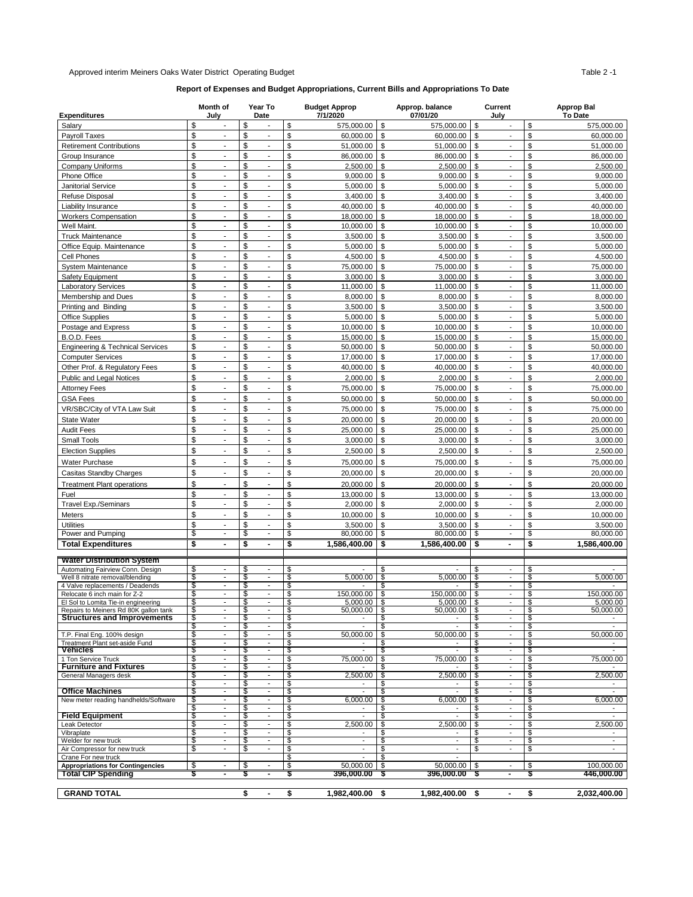Approved interim Meiners Oaks Water District Operating Budget

Table 2 -1

**Report of Expenses and Budget Appropriations, Current Bills and Appropriations To Date**

| Expenditures | Month of July | Year To Date | Budget Approp 7/1/2020 | Approp. balance 07/01/20 | Current July | Approp Bal To Date |
|---|---|---|---|---|---|---|
| Salary | $ - | $ - | $ 575,000.00 | $ 575,000.00 | $ - | $ 575,000.00 |
| Payroll Taxes | $ - | $ - | $ 60,000.00 | $ 60,000.00 | $ - | $ 60,000.00 |
| Retirement Contributions | $ - | $ - | $ 51,000.00 | $ 51,000.00 | $ - | $ 51,000.00 |
| Group Insurance | $ - | $ - | $ 86,000.00 | $ 86,000.00 | $ - | $ 86,000.00 |
| Company Uniforms | $ - | $ - | $ 2,500.00 | $ 2,500.00 | $ - | $ 2,500.00 |
| Phone Office | $ - | $ - | $ 9,000.00 | $ 9,000.00 | $ - | $ 9,000.00 |
| Janitorial Service | $ - | $ - | $ 5,000.00 | $ 5,000.00 | $ - | $ 5,000.00 |
| Refuse Disposal | $ - | $ - | $ 3,400.00 | $ 3,400.00 | $ - | $ 3,400.00 |
| Liability Insurance | $ - | $ - | $ 40,000.00 | $ 40,000.00 | $ - | $ 40,000.00 |
| Workers Compensation | $ - | $ - | $ 18,000.00 | $ 18,000.00 | $ - | $ 18,000.00 |
| Well Maint. | $ - | $ - | $ 10,000.00 | $ 10,000.00 | $ - | $ 10,000.00 |
| Truck Maintenance | $ - | $ - | $ 3,500.00 | $ 3,500.00 | $ - | $ 3,500.00 |
| Office Equip. Maintenance | $ - | $ - | $ 5,000.00 | $ 5,000.00 | $ - | $ 5,000.00 |
| Cell Phones | $ - | $ - | $ 4,500.00 | $ 4,500.00 | $ - | $ 4,500.00 |
| System Maintenance | $ - | $ - | $ 75,000.00 | $ 75,000.00 | $ - | $ 75,000.00 |
| Safety Equipment | $ - | $ - | $ 3,000.00 | $ 3,000.00 | $ - | $ 3,000.00 |
| Laboratory Services | $ - | $ - | $ 11,000.00 | $ 11,000.00 | $ - | $ 11,000.00 |
| Membership and Dues | $ - | $ - | $ 8,000.00 | $ 8,000.00 | $ - | $ 8,000.00 |
| Printing and Binding | $ - | $ - | $ 3,500.00 | $ 3,500.00 | $ - | $ 3,500.00 |
| Office Supplies | $ - | $ - | $ 5,000.00 | $ 5,000.00 | $ - | $ 5,000.00 |
| Postage and Express | $ - | $ - | $ 10,000.00 | $ 10,000.00 | $ - | $ 10,000.00 |
| B.O.D. Fees | $ - | $ - | $ 15,000.00 | $ 15,000.00 | $ - | $ 15,000.00 |
| Engineering & Technical Services | $ - | $ - | $ 50,000.00 | $ 50,000.00 | $ - | $ 50,000.00 |
| Computer Services | $ - | $ - | $ 17,000.00 | $ 17,000.00 | $ - | $ 17,000.00 |
| Other Prof. & Regulatory Fees | $ - | $ - | $ 40,000.00 | $ 40,000.00 | $ - | $ 40,000.00 |
| Public and Legal Notices | $ - | $ - | $ 2,000.00 | $ 2,000.00 | $ - | $ 2,000.00 |
| Attorney Fees | $ - | $ - | $ 75,000.00 | $ 75,000.00 | $ - | $ 75,000.00 |
| GSA Fees | $ - | $ - | $ 50,000.00 | $ 50,000.00 | $ - | $ 50,000.00 |
| VR/SBC/City of VTA Law Suit | $ - | $ - | $ 75,000.00 | $ 75,000.00 | $ - | $ 75,000.00 |
| State Water | $ - | $ - | $ 20,000.00 | $ 20,000.00 | $ - | $ 20,000.00 |
| Audit Fees | $ - | $ - | $ 25,000.00 | $ 25,000.00 | $ - | $ 25,000.00 |
| Small Tools | $ - | $ - | $ 3,000.00 | $ 3,000.00 | $ - | $ 3,000.00 |
| Election Supplies | $ - | $ - | $ 2,500.00 | $ 2,500.00 | $ - | $ 2,500.00 |
| Water Purchase | $ - | $ - | $ 75,000.00 | $ 75,000.00 | $ - | $ 75,000.00 |
| Casitas Standby Charges | $ - | $ - | $ 20,000.00 | $ 20,000.00 | $ - | $ 20,000.00 |
| Treatment Plant operations | $ - | $ - | $ 20,000.00 | $ 20,000.00 | $ - | $ 20,000.00 |
| Fuel | $ - | $ - | $ 13,000.00 | $ 13,000.00 | $ - | $ 13,000.00 |
| Travel Exp./Seminars | $ - | $ - | $ 2,000.00 | $ 2,000.00 | $ - | $ 2,000.00 |
| Meters | $ - | $ - | $ 10,000.00 | $ 10,000.00 | $ - | $ 10,000.00 |
| Utilities | $ - | $ - | $ 3,500.00 | $ 3,500.00 | $ - | $ 3,500.00 |
| Power and Pumping | $ - | $ - | $ 80,000.00 | $ 80,000.00 | $ - | $ 80,000.00 |
| **Total Expenditures** | **$ -** | **$ -** | **$ 1,586,400.00** | **$ 1,586,400.00** | **$ -** | **$ 1,586,400.00** |
| **Water Distribution System** | | | | | | |
| Automating Fairview Conn. Design | $ - | $ - | $ - | $ - | $ - | $ - |
| Well 8 nitrate removal/blending | $ - | $ - | $ 5,000.00 | $ 5,000.00 | $ - | $ 5,000.00 |
| 4 Valve replacements / Deadends | $ - | $ - | $ - | $ - | $ - | $ - |
| Relocate 6 inch main for Z-2 | $ - | $ - | $ 150,000.00 | $ 150,000.00 | $ - | $ 150,000.00 |
| El Sol to Lomita Tie-in engineering | $ - | $ - | $ 5,000.00 | $ 5,000.00 | $ - | $ 5,000.00 |
| Repairs to Meiners Rd 80K gallon tank | $ - | $ - | $ 50,000.00 | $ 50,000.00 | $ - | $ 50,000.00 |
| **Structures and Improvements** | $ - | $ - | $ - | $ - | $ - | $ - |
| | $ - | $ - | $ - | $ - | $ - | $ - |
| T.P. Final Eng. 100% design | $ - | $ - | $ 50,000.00 | $ 50,000.00 | $ - | $ 50,000.00 |
| Treatment Plant set-aside Fund | $ - | $ - | $ - | $ - | $ - | $ - |
| **Vehicles** | $ - | $ - | $ - | $ - | $ - | $ - |
| 1 Ton Service Truck | $ - | $ - | $ 75,000.00 | $ 75,000.00 | $ - | $ 75,000.00 |
| **Furniture and Fixtures** | $ - | $ - | $ - | $ - | $ - | $ - |
| General Managers desk | $ - | $ - | $ 2,500.00 | $ 2,500.00 | $ - | $ 2,500.00 |
| | $ - | $ - | $ - | $ - | $ - | $ - |
| **Office Machines** | $ - | $ - | $ - | $ - | $ - | $ - |
| New meter reading handhelds/Software | $ - | $ - | $ 6,000.00 | $ 6,000.00 | $ - | $ 6,000.00 |
| | $ - | $ - | $ - | $ - | $ - | $ - |
| **Field Equipment** | $ - | $ - | $ - | $ - | $ - | $ - |
| Leak Detector | $ - | $ - | $ 2,500.00 | $ 2,500.00 | $ - | $ 2,500.00 |
| Vibraplate | $ - | $ - | $ - | $ - | $ - | $ - |
| Welder for new truck | $ - | $ - | $ - | $ - | $ - | $ - |
| Air Compressor for new truck | $ - | $ - | $ - | $ - | $ - | $ - |
| Crane For new truck | | | $ - | $ - | | |
| **Appropriations for Contingencies** | $ - | $ - | $ 50,000.00 | $ 50,000.00 | $ - | $ 100,000.00 |
| **Total CIP Spending** | **$ -** | **$ -** | **$ 396,000.00** | **$ 396,000.00** | **$ -** | **$ 446,000.00** |
| **GRAND TOTAL** | | **$ -** | **$ 1,982,400.00** | **$ 1,982,400.00** | **$ -** | **$ 2,032,400.00** |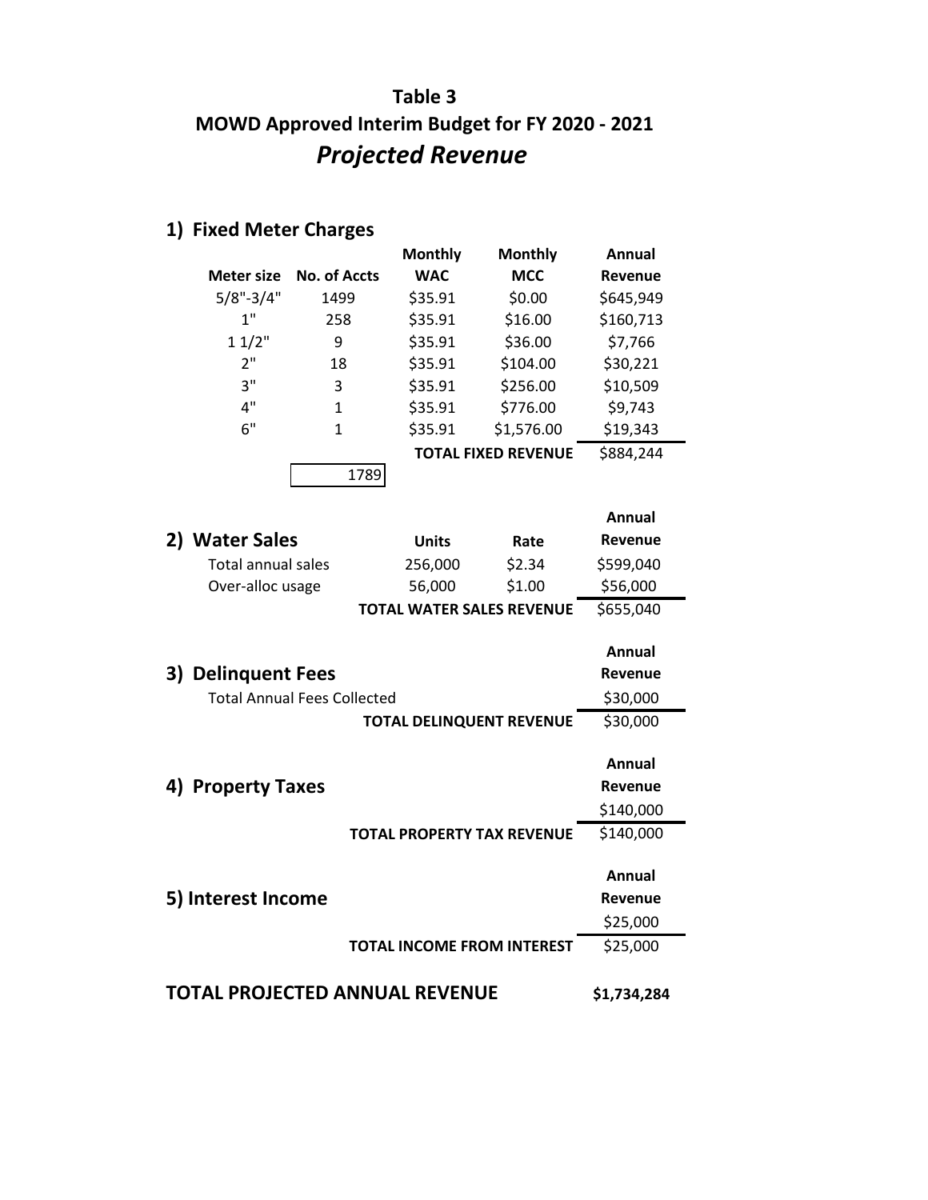# Table 3

## MOWD Approved Interim Budget for FY 2020 - 2021

## *Projected Revenue*

### 1) Fixed Meter Charges

| Meter size | No. of Accts | Monthly WAC | Monthly MCC | Annual Revenue |
|---|---|---|---|---|
| 5/8"-3/4" | 1499 | $35.91 | $0.00 | $645,949 |
| 1" | 258 | $35.91 | $16.00 | $160,713 |
| 1 1/2" | 9 | $35.91 | $36.00 | $7,766 |
| 2" | 18 | $35.91 | $104.00 | $30,221 |
| 3" | 3 | $35.91 | $256.00 | $10,509 |
| 4" | 1 | $35.91 | $776.00 | $9,743 |
| 6" | 1 | $35.91 | $1,576.00 | $19,343 |
| | | | **TOTAL FIXED REVENUE** | $884,244 |
| | 1789 | | | |

### 2) Water Sales

| | Units | Rate | Annual Revenue |
|---|---|---|---|
| Total annual sales | 256,000 | $2.34 | $599,040 |
| Over-alloc usage | 56,000 | $1.00 | $56,000 |
| | **TOTAL WATER SALES REVENUE** | | $655,040 |

### 3) Delinquent Fees

| | Annual Revenue |
|---|---|
| Total Annual Fees Collected | $30,000 |
| **TOTAL DELINQUENT REVENUE** | $30,000 |

### 4) Property Taxes

| | Annual Revenue |
|---|---|
| | $140,000 |
| **TOTAL PROPERTY TAX REVENUE** | $140,000 |

### 5) Interest Income

| | Annual Revenue |
|---|---|
| | $25,000 |
| **TOTAL INCOME FROM INTEREST** | $25,000 |

**TOTAL PROJECTED ANNUAL REVENUE** **$1,734,284**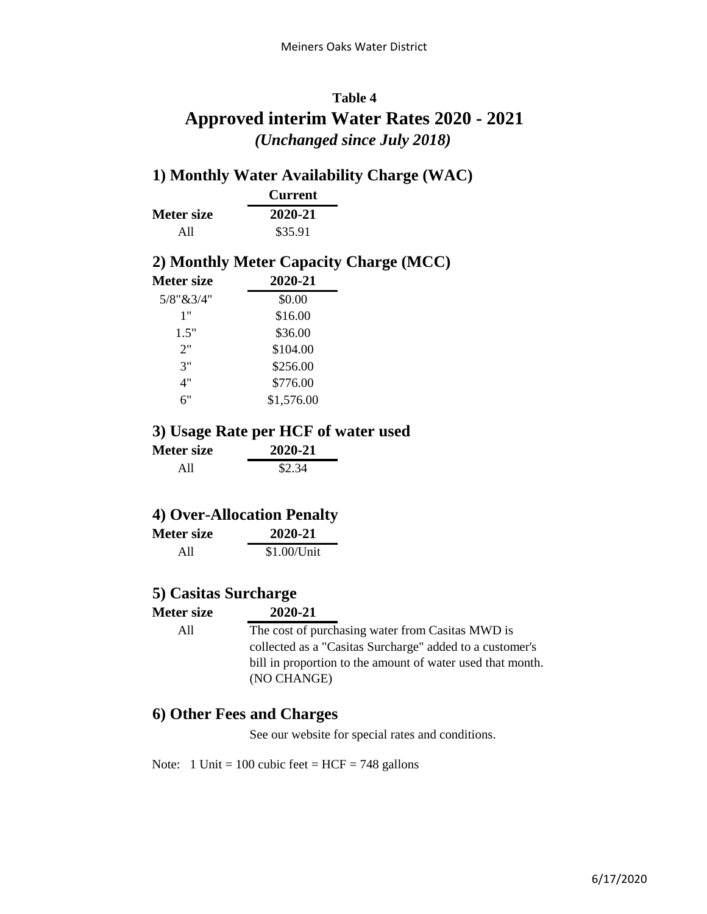**Table 4**

# Approved interim Water Rates 2020 - 2021

***(Unchanged since July 2018)***

## 1) Monthly Water Availability Charge (WAC)

| Meter size | Current 2020-21 |
| --- | --- |
| All | $35.91 |

## 2) Monthly Meter Capacity Charge (MCC)

| Meter size | 2020-21 |
| --- | --- |
| 5/8"&3/4" | $0.00 |
| 1" | $16.00 |
| 1.5" | $36.00 |
| 2" | $104.00 |
| 3" | $256.00 |
| 4" | $776.00 |
| 6" | $1,576.00 |

## 3) Usage Rate per HCF of water used

| Meter size | 2020-21 |
| --- | --- |
| All | $2.34 |

## 4) Over-Allocation Penalty

| Meter size | 2020-21 |
| --- | --- |
| All | $1.00/Unit |

## 5) Casitas Surcharge

| Meter size | 2020-21 |
| --- | --- |
| All | The cost of purchasing water from Casitas MWD is collected as a "Casitas Surcharge" added to a customer's bill in proportion to the amount of water used that month. (NO CHANGE) |

## 6) Other Fees and Charges

See our website for special rates and conditions.

Note: 1 Unit = 100 cubic feet = HCF = 748 gallons

6/17/2020